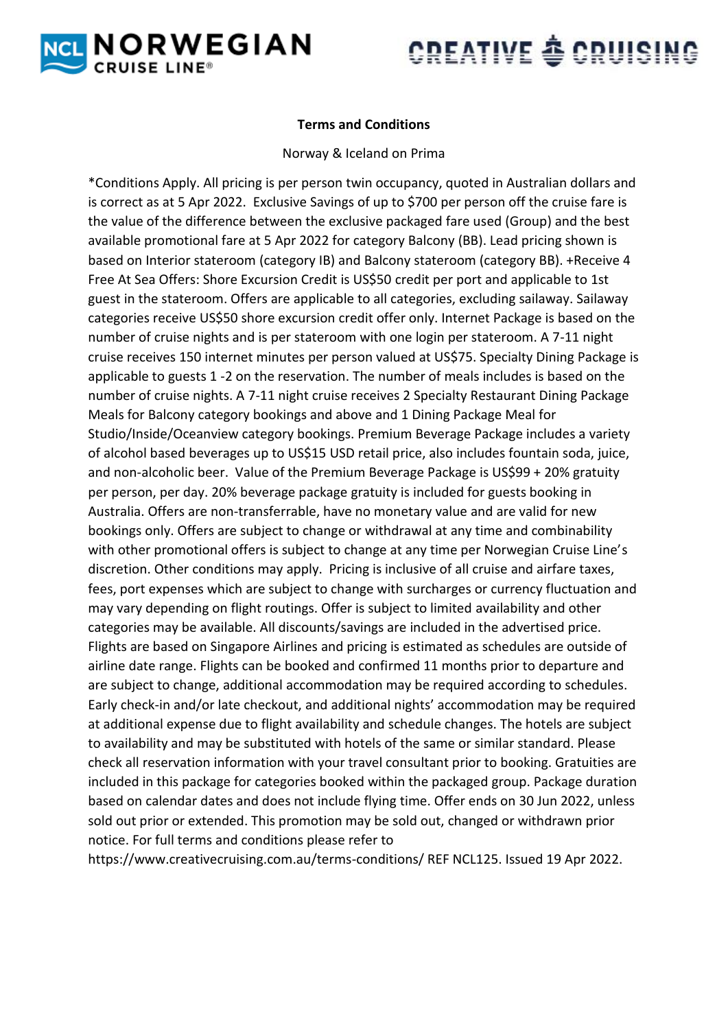**Terms and Conditions**

Norway & Iceland on Prima

*Conditions Apply. All pricing is per person twin occupancy, quoted in Australian dollars and is correct as at 5 Apr 2022. Exclusive Savings of up to $700 per person off the cruise fare is the value of the difference between the exclusive packaged fare used (Group) and the best available promotional fare at 5 Apr 2022 for category Balcony (BB). Lead pricing shown is based on Interior stateroom (category IB) and Balcony stateroom (category BB). +Receive 4 Free At Sea Offers: Shore Excursion Credit is US$50 credit per port and applicable to 1st guest in the stateroom. Offers are applicable to all categories, excluding sailaway. Sailaway categories receive US$50 shore excursion credit offer only. Internet Package is based on the number of cruise nights and is per stateroom with one login per stateroom. A 7-11 night cruise receives 150 internet minutes per person valued at US$75. Specialty Dining Package is applicable to guests 1 -2 on the reservation. The number of meals includes is based on the number of cruise nights. A 7-11 night cruise receives 2 Specialty Restaurant Dining Package Meals for Balcony category bookings and above and 1 Dining Package Meal for Studio/Inside/Oceanview category bookings. Premium Beverage Package includes a variety of alcohol based beverages up to US$15 USD retail price, also includes fountain soda, juice, and non-alcoholic beer. Value of the Premium Beverage Package is US$99 + 20% gratuity per person, per day. 20% beverage package gratuity is included for guests booking in Australia. Offers are non-transferrable, have no monetary value and are valid for new bookings only. Offers are subject to change or withdrawal at any time and combinability with other promotional offers is subject to change at any time per Norwegian Cruise Line's discretion. Other conditions may apply. Pricing is inclusive of all cruise and airfare taxes, fees, port expenses which are subject to change with surcharges or currency fluctuation and may vary depending on flight routings. Offer is subject to limited availability and other categories may be available. All discounts/savings are included in the advertised price. Flights are based on Singapore Airlines and pricing is estimated as schedules are outside of airline date range. Flights can be booked and confirmed 11 months prior to departure and are subject to change, additional accommodation may be required according to schedules. Early check-in and/or late checkout, and additional nights' accommodation may be required at additional expense due to flight availability and schedule changes. The hotels are subject to availability and may be substituted with hotels of the same or similar standard. Please check all reservation information with your travel consultant prior to booking. Gratuities are included in this package for categories booked within the packaged group. Package duration based on calendar dates and does not include flying time. Offer ends on 30 Jun 2022, unless sold out prior or extended. This promotion may be sold out, changed or withdrawn prior notice. For full terms and conditions please refer to https://www.creativecruising.com.au/terms-conditions/ REF NCL125. Issued 19 Apr 2022.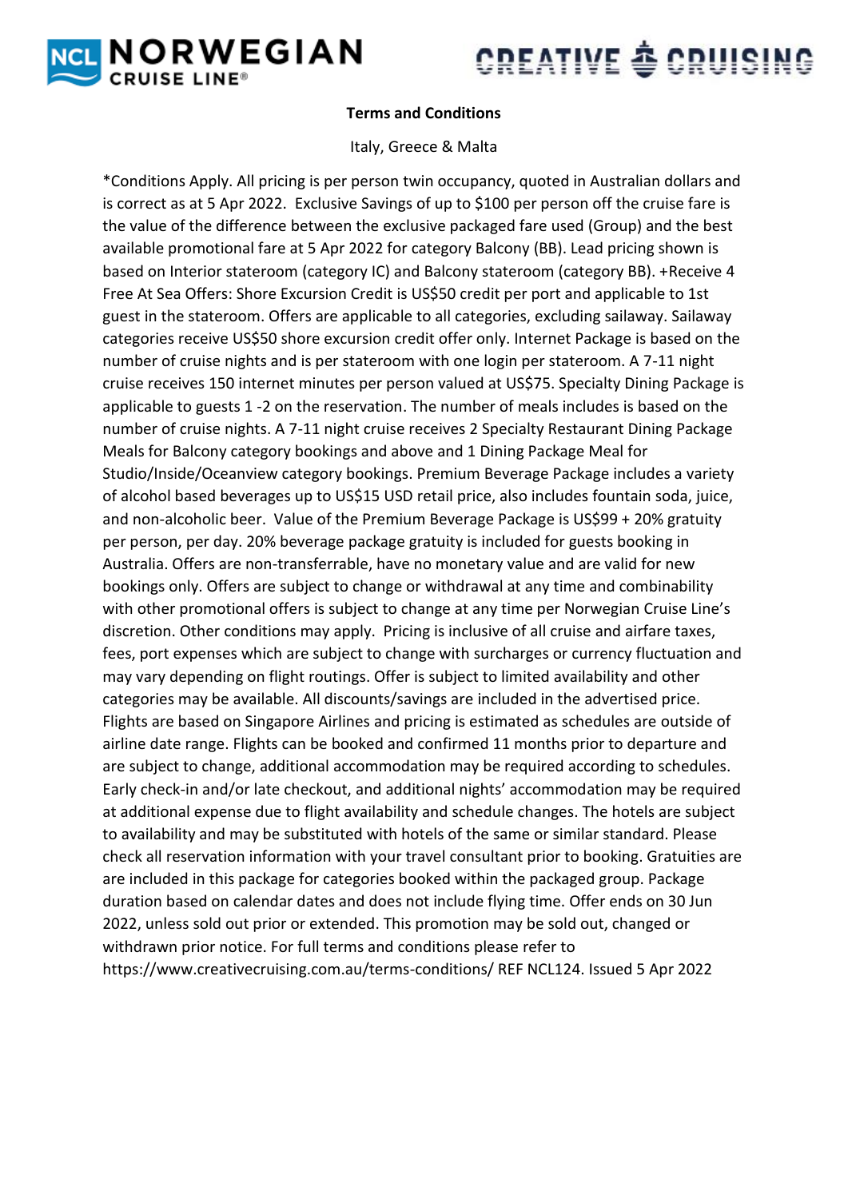**Terms and Conditions**

Italy, Greece & Malta

*Conditions Apply. All pricing is per person twin occupancy, quoted in Australian dollars and is correct as at 5 Apr 2022. Exclusive Savings of up to $100 per person off the cruise fare is the value of the difference between the exclusive packaged fare used (Group) and the best available promotional fare at 5 Apr 2022 for category Balcony (BB). Lead pricing shown is based on Interior stateroom (category IC) and Balcony stateroom (category BB). +Receive 4 Free At Sea Offers: Shore Excursion Credit is US$50 credit per port and applicable to 1st guest in the stateroom. Offers are applicable to all categories, excluding sailaway. Sailaway categories receive US$50 shore excursion credit offer only. Internet Package is based on the number of cruise nights and is per stateroom with one login per stateroom. A 7-11 night cruise receives 150 internet minutes per person valued at US$75. Specialty Dining Package is applicable to guests 1 -2 on the reservation. The number of meals includes is based on the number of cruise nights. A 7-11 night cruise receives 2 Specialty Restaurant Dining Package Meals for Balcony category bookings and above and 1 Dining Package Meal for Studio/Inside/Oceanview category bookings. Premium Beverage Package includes a variety of alcohol based beverages up to US$15 USD retail price, also includes fountain soda, juice, and non-alcoholic beer. Value of the Premium Beverage Package is US$99 + 20% gratuity per person, per day. 20% beverage package gratuity is included for guests booking in Australia. Offers are non-transferrable, have no monetary value and are valid for new bookings only. Offers are subject to change or withdrawal at any time and combinability with other promotional offers is subject to change at any time per Norwegian Cruise Line's discretion. Other conditions may apply. Pricing is inclusive of all cruise and airfare taxes, fees, port expenses which are subject to change with surcharges or currency fluctuation and may vary depending on flight routings. Offer is subject to limited availability and other categories may be available. All discounts/savings are included in the advertised price. Flights are based on Singapore Airlines and pricing is estimated as schedules are outside of airline date range. Flights can be booked and confirmed 11 months prior to departure and are subject to change, additional accommodation may be required according to schedules. Early check-in and/or late checkout, and additional nights' accommodation may be required at additional expense due to flight availability and schedule changes. The hotels are subject to availability and may be substituted with hotels of the same or similar standard. Please check all reservation information with your travel consultant prior to booking. Gratuities are are included in this package for categories booked within the packaged group. Package duration based on calendar dates and does not include flying time. Offer ends on 30 Jun 2022, unless sold out prior or extended. This promotion may be sold out, changed or withdrawn prior notice. For full terms and conditions please refer to https://www.creativecruising.com.au/terms-conditions/ REF NCL124. Issued 5 Apr 2022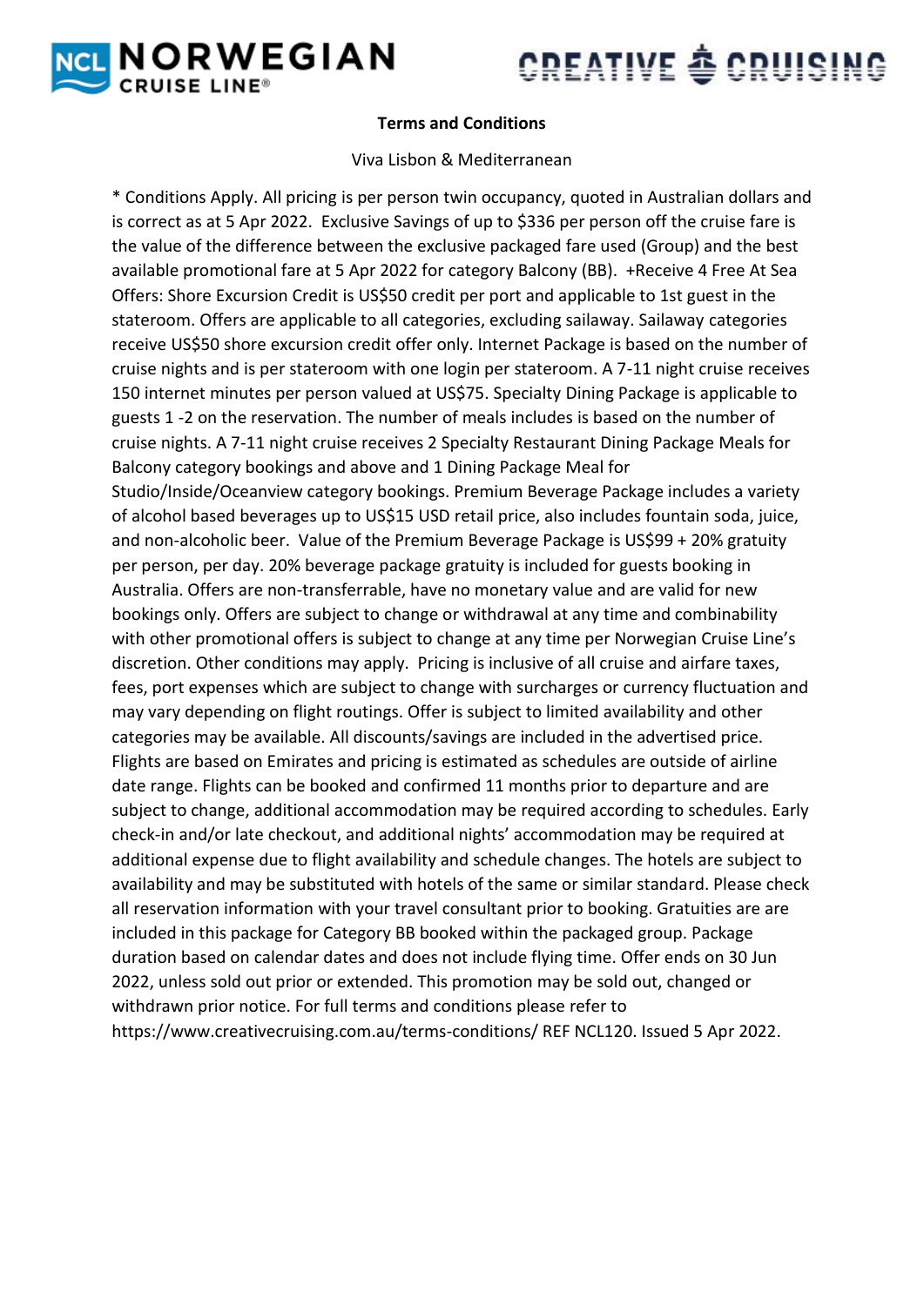**Terms and Conditions**

Viva Lisbon & Mediterranean

* Conditions Apply. All pricing is per person twin occupancy, quoted in Australian dollars and is correct as at 5 Apr 2022. Exclusive Savings of up to $336 per person off the cruise fare is the value of the difference between the exclusive packaged fare used (Group) and the best available promotional fare at 5 Apr 2022 for category Balcony (BB). +Receive 4 Free At Sea Offers: Shore Excursion Credit is US$50 credit per port and applicable to 1st guest in the stateroom. Offers are applicable to all categories, excluding sailaway. Sailaway categories receive US$50 shore excursion credit offer only. Internet Package is based on the number of cruise nights and is per stateroom with one login per stateroom. A 7-11 night cruise receives 150 internet minutes per person valued at US$75. Specialty Dining Package is applicable to guests 1 -2 on the reservation. The number of meals includes is based on the number of cruise nights. A 7-11 night cruise receives 2 Specialty Restaurant Dining Package Meals for Balcony category bookings and above and 1 Dining Package Meal for Studio/Inside/Oceanview category bookings. Premium Beverage Package includes a variety of alcohol based beverages up to US$15 USD retail price, also includes fountain soda, juice, and non-alcoholic beer. Value of the Premium Beverage Package is US$99 + 20% gratuity per person, per day. 20% beverage package gratuity is included for guests booking in Australia. Offers are non-transferrable, have no monetary value and are valid for new bookings only. Offers are subject to change or withdrawal at any time and combinability with other promotional offers is subject to change at any time per Norwegian Cruise Line's discretion. Other conditions may apply. Pricing is inclusive of all cruise and airfare taxes, fees, port expenses which are subject to change with surcharges or currency fluctuation and may vary depending on flight routings. Offer is subject to limited availability and other categories may be available. All discounts/savings are included in the advertised price. Flights are based on Emirates and pricing is estimated as schedules are outside of airline date range. Flights can be booked and confirmed 11 months prior to departure and are subject to change, additional accommodation may be required according to schedules. Early check-in and/or late checkout, and additional nights' accommodation may be required at additional expense due to flight availability and schedule changes. The hotels are subject to availability and may be substituted with hotels of the same or similar standard. Please check all reservation information with your travel consultant prior to booking. Gratuities are are included in this package for Category BB booked within the packaged group. Package duration based on calendar dates and does not include flying time. Offer ends on 30 Jun 2022, unless sold out prior or extended. This promotion may be sold out, changed or withdrawn prior notice. For full terms and conditions please refer to https://www.creativecruising.com.au/terms-conditions/ REF NCL120. Issued 5 Apr 2022.